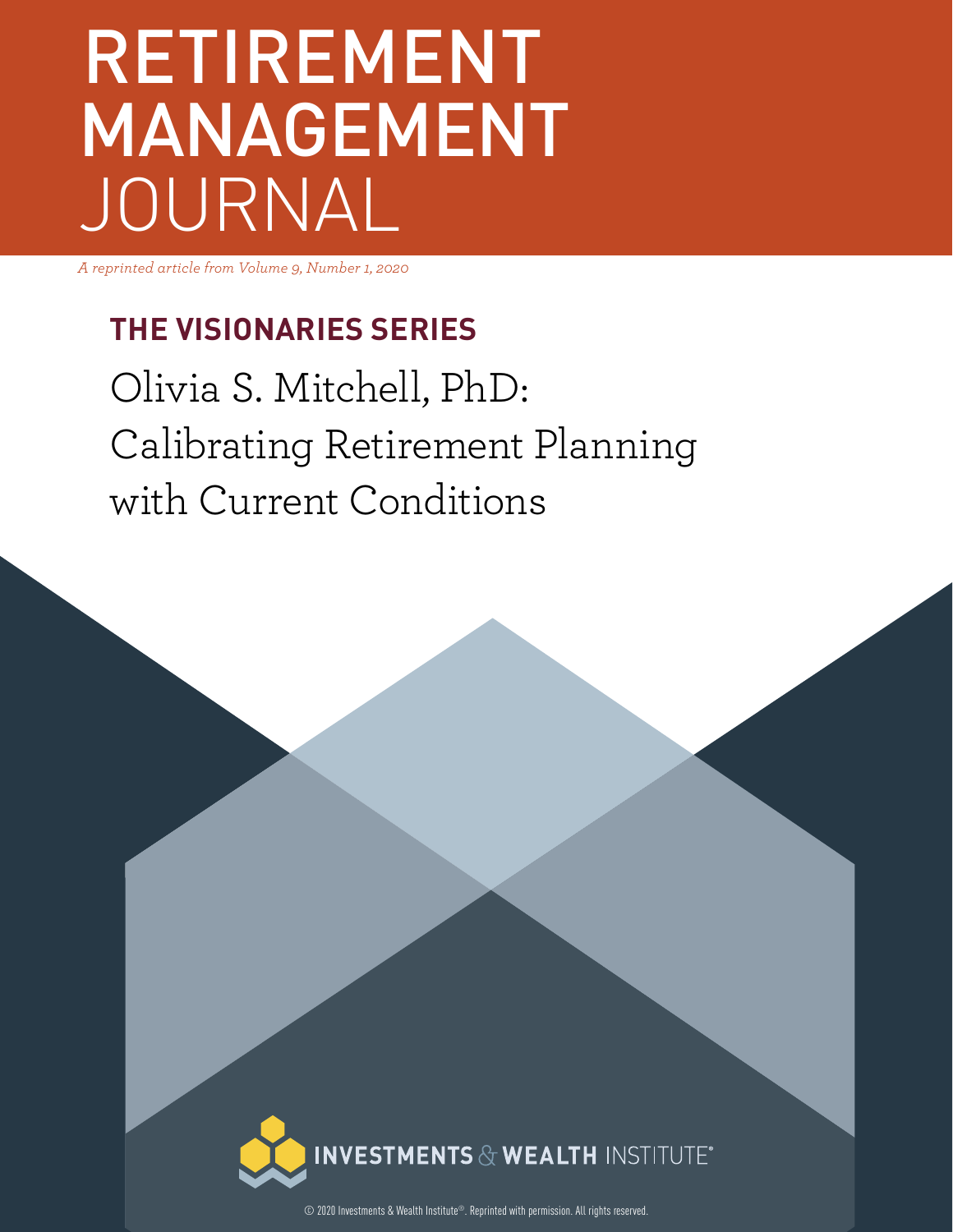# RETIREMENT MANAGEMENT JOURNAL

*A reprinted article from Volume 9, Number 1, 2020*

## THE VISIONARIES SERIES

# Olivia S. Mitchell, PhD: Calibrating Retirement Planning with Current Conditions

INVESTMENTS & WEALTH INSTITUTE®

© 2020 Investments & Wealth Institute®. Reprinted with permission. All rights reserved.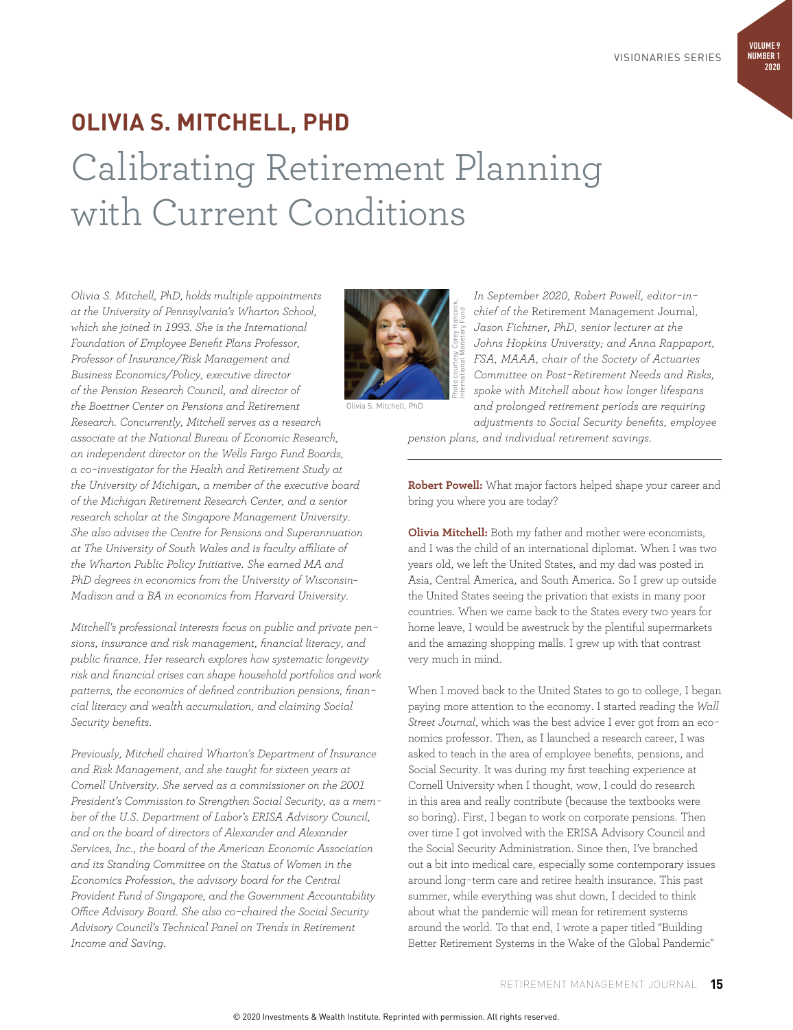# OLIVIA S. MITCHELL, PHD

# Calibrating Retirement Planning with Current Conditions

*Olivia S. Mitchell, PhD, holds multiple appointments at the University of Pennsylvania's Wharton School, which she joined in 1993. She is the International Foundation of Employee Benefit Plans Professor, Professor of Insurance/Risk Management and Business Economics/Policy, executive director of the Pension Research Council, and director of the Boettner Center on Pensions and Retirement Research. Concurrently, Mitchell serves as a research associate at the National Bureau of Economic Research, an independent director on the Wells Fargo Fund Boards, a co-investigator for the Health and Retirement Study at the University of Michigan, a member of the executive board of the Michigan Retirement Research Center, and a senior research scholar at the Singapore Management University. She also advises the Centre for Pensions and Superannuation at The University of South Wales and is faculty affiliate of the Wharton Public Policy Initiative. She earned MA and PhD degrees in economics from the University of Wisconsin–Madison and a BA in economics from Harvard University.*

*Mitchell's professional interests focus on public and private pensions, insurance and risk management, financial literacy, and public finance. Her research explores how systematic longevity risk and financial crises can shape household portfolios and work patterns, the economics of defined contribution pensions, financial literacy and wealth accumulation, and claiming Social Security benefits.*

*Previously, Mitchell chaired Wharton's Department of Insurance and Risk Management, and she taught for sixteen years at Cornell University. She served as a commissioner on the 2001 President's Commission to Strengthen Social Security, as a member of the U.S. Department of Labor's ERISA Advisory Council, and on the board of directors of Alexander and Alexander Services, Inc., the board of the American Economic Association and its Standing Committee on the Status of Women in the Economics Profession, the advisory board for the Central Provident Fund of Singapore, and the Government Accountability Office Advisory Board. She also co-chaired the Social Security Advisory Council's Technical Panel on Trends in Retirement Income and Saving.*

Olivia S. Mitchell, PhD

Photo courtesy Corey Hancock, International Monetary Fund

*In September 2020, Robert Powell, editor-in-chief of the* Retirement Management Journal*, Jason Fichtner, PhD, senior lecturer at the Johns Hopkins University; and Anna Rappaport, FSA, MAAA, chair of the Society of Actuaries Committee on Post-Retirement Needs and Risks, spoke with Mitchell about how longer lifespans and prolonged retirement periods are requiring adjustments to Social Security benefits, employee pension plans, and individual retirement savings.*

---

**Robert Powell:** What major factors helped shape your career and bring you where you are today?

**Olivia Mitchell:** Both my father and mother were economists, and I was the child of an international diplomat. When I was two years old, we left the United States, and my dad was posted in Asia, Central America, and South America. So I grew up outside the United States seeing the privation that exists in many poor countries. When we came back to the States every two years for home leave, I would be awestruck by the plentiful supermarkets and the amazing shopping malls. I grew up with that contrast very much in mind.

When I moved back to the United States to go to college, I began paying more attention to the economy. I started reading the *Wall Street Journal*, which was the best advice I ever got from an economics professor. Then, as I launched a research career, I was asked to teach in the area of employee benefits, pensions, and Social Security. It was during my first teaching experience at Cornell University when I thought, wow, I could do research in this area and really contribute (because the textbooks were so boring). First, I began to work on corporate pensions. Then over time I got involved with the ERISA Advisory Council and the Social Security Administration. Since then, I've branched out a bit into medical care, especially some contemporary issues around long-term care and retiree health insurance. This past summer, while everything was shut down, I decided to think about what the pandemic will mean for retirement systems around the world. To that end, I wrote a paper titled "Building Better Retirement Systems in the Wake of the Global Pandemic"

© 2020 Investments & Wealth Institute. Reprinted with permission. All rights reserved.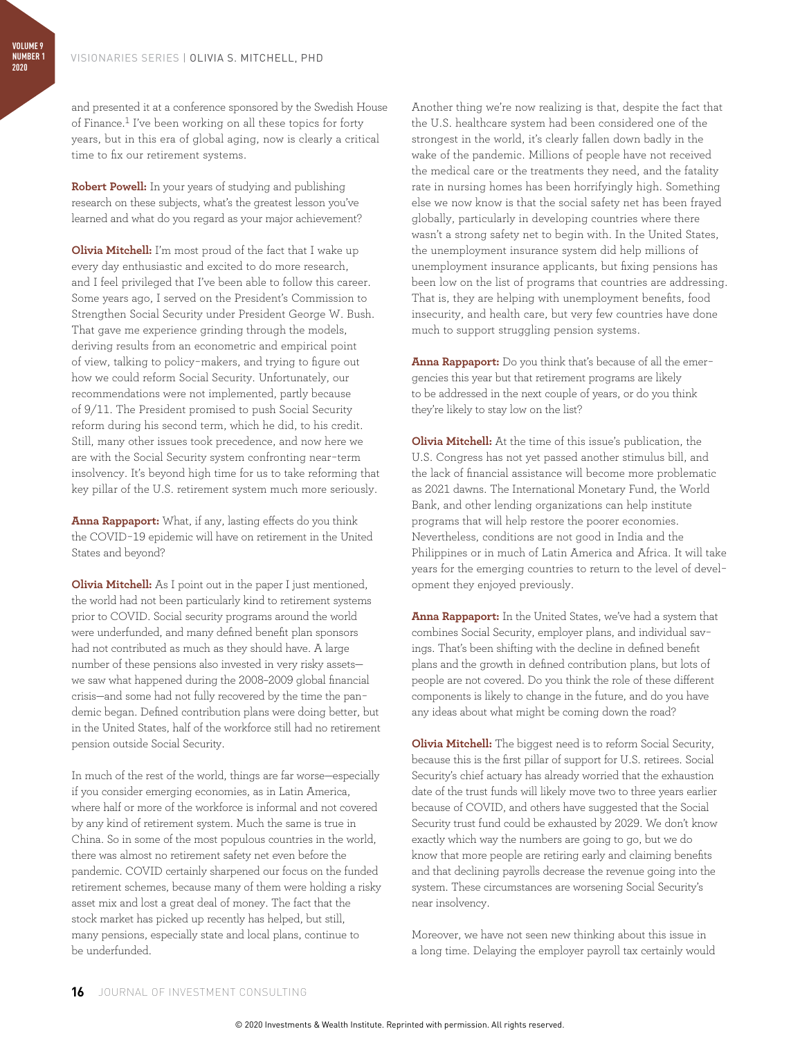and presented it at a conference sponsored by the Swedish House of Finance.[1] I've been working on all these topics for forty years, but in this era of global aging, now is clearly a critical time to fix our retirement systems.

**Robert Powell:** In your years of studying and publishing research on these subjects, what's the greatest lesson you've learned and what do you regard as your major achievement?

**Olivia Mitchell:** I'm most proud of the fact that I wake up every day enthusiastic and excited to do more research, and I feel privileged that I've been able to follow this career. Some years ago, I served on the President's Commission to Strengthen Social Security under President George W. Bush. That gave me experience grinding through the models, deriving results from an econometric and empirical point of view, talking to policy-makers, and trying to figure out how we could reform Social Security. Unfortunately, our recommendations were not implemented, partly because of 9/11. The President promised to push Social Security reform during his second term, which he did, to his credit. Still, many other issues took precedence, and now here we are with the Social Security system confronting near-term insolvency. It's beyond high time for us to take reforming that key pillar of the U.S. retirement system much more seriously.

**Anna Rappaport:** What, if any, lasting effects do you think the COVID-19 epidemic will have on retirement in the United States and beyond?

**Olivia Mitchell:** As I point out in the paper I just mentioned, the world had not been particularly kind to retirement systems prior to COVID. Social security programs around the world were underfunded, and many defined benefit plan sponsors had not contributed as much as they should have. A large number of these pensions also invested in very risky assets—we saw what happened during the 2008–2009 global financial crisis—and some had not fully recovered by the time the pandemic began. Defined contribution plans were doing better, but in the United States, half of the workforce still had no retirement pension outside Social Security.

In much of the rest of the world, things are far worse—especially if you consider emerging economies, as in Latin America, where half or more of the workforce is informal and not covered by any kind of retirement system. Much the same is true in China. So in some of the most populous countries in the world, there was almost no retirement safety net even before the pandemic. COVID certainly sharpened our focus on the funded retirement schemes, because many of them were holding a risky asset mix and lost a great deal of money. The fact that the stock market has picked up recently has helped, but still, many pensions, especially state and local plans, continue to be underfunded.

Another thing we're now realizing is that, despite the fact that the U.S. healthcare system had been considered one of the strongest in the world, it's clearly fallen down badly in the wake of the pandemic. Millions of people have not received the medical care or the treatments they need, and the fatality rate in nursing homes has been horrifyingly high. Something else we now know is that the social safety net has been frayed globally, particularly in developing countries where there wasn't a strong safety net to begin with. In the United States, the unemployment insurance system did help millions of unemployment insurance applicants, but fixing pensions has been low on the list of programs that countries are addressing. That is, they are helping with unemployment benefits, food insecurity, and health care, but very few countries have done much to support struggling pension systems.

**Anna Rappaport:** Do you think that's because of all the emergencies this year but that retirement programs are likely to be addressed in the next couple of years, or do you think they're likely to stay low on the list?

**Olivia Mitchell:** At the time of this issue's publication, the U.S. Congress has not yet passed another stimulus bill, and the lack of financial assistance will become more problematic as 2021 dawns. The International Monetary Fund, the World Bank, and other lending organizations can help institute programs that will help restore the poorer economies. Nevertheless, conditions are not good in India and the Philippines or in much of Latin America and Africa. It will take years for the emerging countries to return to the level of development they enjoyed previously.

**Anna Rappaport:** In the United States, we've had a system that combines Social Security, employer plans, and individual savings. That's been shifting with the decline in defined benefit plans and the growth in defined contribution plans, but lots of people are not covered. Do you think the role of these different components is likely to change in the future, and do you have any ideas about what might be coming down the road?

**Olivia Mitchell:** The biggest need is to reform Social Security, because this is the first pillar of support for U.S. retirees. Social Security's chief actuary has already worried that the exhaustion date of the trust funds will likely move two to three years earlier because of COVID, and others have suggested that the Social Security trust fund could be exhausted by 2029. We don't know exactly which way the numbers are going to go, but we do know that more people are retiring early and claiming benefits and that declining payrolls decrease the revenue going into the system. These circumstances are worsening Social Security's near insolvency.

Moreover, we have not seen new thinking about this issue in a long time. Delaying the employer payroll tax certainly would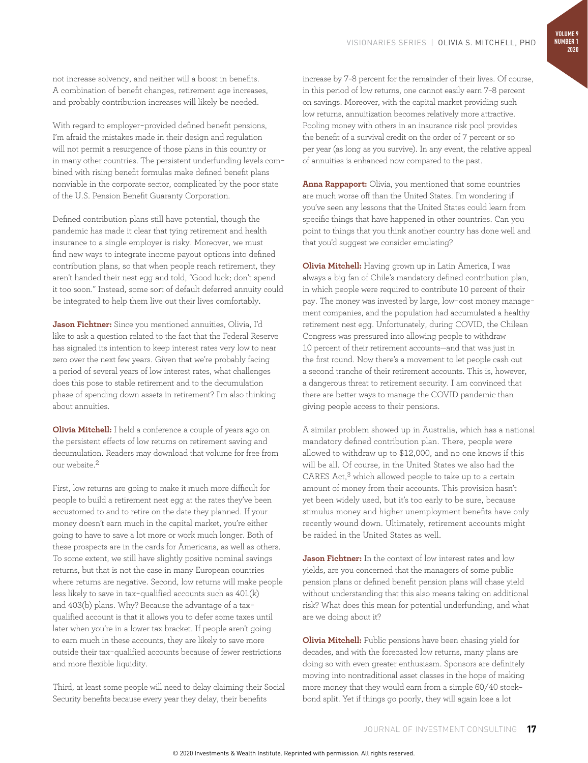not increase solvency, and neither will a boost in benefits. A combination of benefit changes, retirement age increases, and probably contribution increases will likely be needed.

With regard to employer-provided defined benefit pensions, I'm afraid the mistakes made in their design and regulation will not permit a resurgence of those plans in this country or in many other countries. The persistent underfunding levels combined with rising benefit formulas make defined benefit plans nonviable in the corporate sector, complicated by the poor state of the U.S. Pension Benefit Guaranty Corporation.

Defined contribution plans still have potential, though the pandemic has made it clear that tying retirement and health insurance to a single employer is risky. Moreover, we must find new ways to integrate income payout options into defined contribution plans, so that when people reach retirement, they aren't handed their nest egg and told, "Good luck; don't spend it too soon." Instead, some sort of default deferred annuity could be integrated to help them live out their lives comfortably.

**Jason Fichtner:** Since you mentioned annuities, Olivia, I'd like to ask a question related to the fact that the Federal Reserve has signaled its intention to keep interest rates very low to near zero over the next few years. Given that we're probably facing a period of several years of low interest rates, what challenges does this pose to stable retirement and to the decumulation phase of spending down assets in retirement? I'm also thinking about annuities.

**Olivia Mitchell:** I held a conference a couple of years ago on the persistent effects of low returns on retirement saving and decumulation. Readers may download that volume for free from our website.[2]

First, low returns are going to make it much more difficult for people to build a retirement nest egg at the rates they've been accustomed to and to retire on the date they planned. If your money doesn't earn much in the capital market, you're either going to have to save a lot more or work much longer. Both of these prospects are in the cards for Americans, as well as others. To some extent, we still have slightly positive nominal savings returns, but that is not the case in many European countries where returns are negative. Second, low returns will make people less likely to save in tax-qualified accounts such as 401(k) and 403(b) plans. Why? Because the advantage of a tax-qualified account is that it allows you to defer some taxes until later when you're in a lower tax bracket. If people aren't going to earn much in these accounts, they are likely to save more outside their tax-qualified accounts because of fewer restrictions and more flexible liquidity.

Third, at least some people will need to delay claiming their Social Security benefits because every year they delay, their benefits increase by 7–8 percent for the remainder of their lives. Of course, in this period of low returns, one cannot easily earn 7–8 percent on savings. Moreover, with the capital market providing such low returns, annuitization becomes relatively more attractive. Pooling money with others in an insurance risk pool provides the benefit of a survival credit on the order of 7 percent or so per year (as long as you survive). In any event, the relative appeal of annuities is enhanced now compared to the past.

**Anna Rappaport:** Olivia, you mentioned that some countries are much worse off than the United States. I'm wondering if you've seen any lessons that the United States could learn from specific things that have happened in other countries. Can you point to things that you think another country has done well and that you'd suggest we consider emulating?

**Olivia Mitchell:** Having grown up in Latin America, I was always a big fan of Chile's mandatory defined contribution plan, in which people were required to contribute 10 percent of their pay. The money was invested by large, low-cost money management companies, and the population had accumulated a healthy retirement nest egg. Unfortunately, during COVID, the Chilean Congress was pressured into allowing people to withdraw 10 percent of their retirement accounts—and that was just in the first round. Now there's a movement to let people cash out a second tranche of their retirement accounts. This is, however, a dangerous threat to retirement security. I am convinced that there are better ways to manage the COVID pandemic than giving people access to their pensions.

A similar problem showed up in Australia, which has a national mandatory defined contribution plan. There, people were allowed to withdraw up to $12,000, and no one knows if this will be all. Of course, in the United States we also had the CARES Act,[3] which allowed people to take up to a certain amount of money from their accounts. This provision hasn't yet been widely used, but it's too early to be sure, because stimulus money and higher unemployment benefits have only recently wound down. Ultimately, retirement accounts might be raided in the United States as well.

**Jason Fichtner:** In the context of low interest rates and low yields, are you concerned that the managers of some public pension plans or defined benefit pension plans will chase yield without understanding that this also means taking on additional risk? What does this mean for potential underfunding, and what are we doing about it?

**Olivia Mitchell:** Public pensions have been chasing yield for decades, and with the forecasted low returns, many plans are doing so with even greater enthusiasm. Sponsors are definitely moving into nontraditional asset classes in the hope of making more money that they would earn from a simple 60/40 stock–bond split. Yet if things go poorly, they will again lose a lot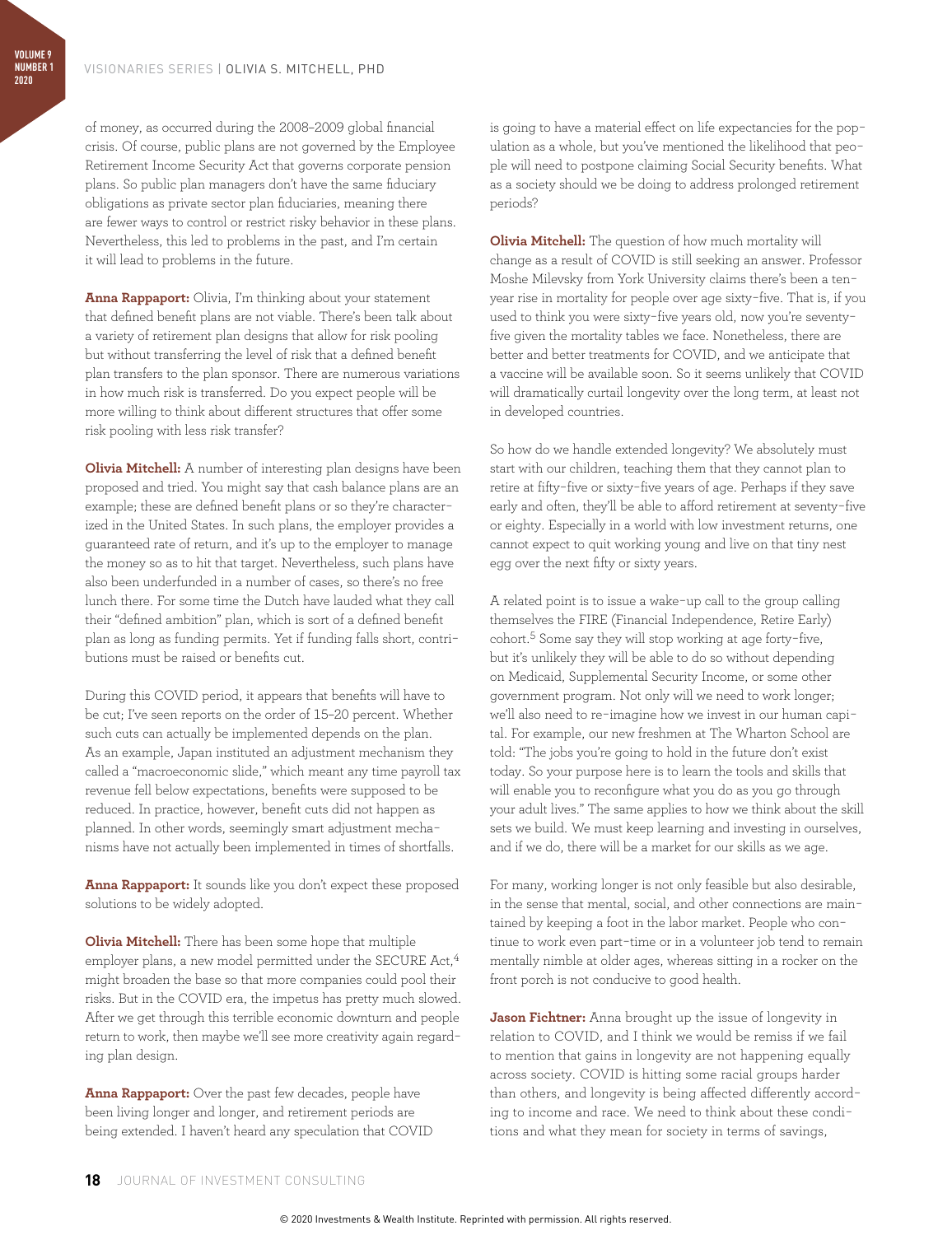of money, as occurred during the 2008–2009 global financial crisis. Of course, public plans are not governed by the Employee Retirement Income Security Act that governs corporate pension plans. So public plan managers don't have the same fiduciary obligations as private sector plan fiduciaries, meaning there are fewer ways to control or restrict risky behavior in these plans. Nevertheless, this led to problems in the past, and I'm certain it will lead to problems in the future.

**Anna Rappaport:** Olivia, I'm thinking about your statement that defined benefit plans are not viable. There's been talk about a variety of retirement plan designs that allow for risk pooling but without transferring the level of risk that a defined benefit plan transfers to the plan sponsor. There are numerous variations in how much risk is transferred. Do you expect people will be more willing to think about different structures that offer some risk pooling with less risk transfer?

**Olivia Mitchell:** A number of interesting plan designs have been proposed and tried. You might say that cash balance plans are an example; these are defined benefit plans or so they're characterized in the United States. In such plans, the employer provides a guaranteed rate of return, and it's up to the employer to manage the money so as to hit that target. Nevertheless, such plans have also been underfunded in a number of cases, so there's no free lunch there. For some time the Dutch have lauded what they call their "defined ambition" plan, which is sort of a defined benefit plan as long as funding permits. Yet if funding falls short, contributions must be raised or benefits cut.

During this COVID period, it appears that benefits will have to be cut; I've seen reports on the order of 15–20 percent. Whether such cuts can actually be implemented depends on the plan. As an example, Japan instituted an adjustment mechanism they called a "macroeconomic slide," which meant any time payroll tax revenue fell below expectations, benefits were supposed to be reduced. In practice, however, benefit cuts did not happen as planned. In other words, seemingly smart adjustment mechanisms have not actually been implemented in times of shortfalls.

**Anna Rappaport:** It sounds like you don't expect these proposed solutions to be widely adopted.

**Olivia Mitchell:** There has been some hope that multiple employer plans, a new model permitted under the SECURE Act,[4] might broaden the base so that more companies could pool their risks. But in the COVID era, the impetus has pretty much slowed. After we get through this terrible economic downturn and people return to work, then maybe we'll see more creativity again regarding plan design.

**Anna Rappaport:** Over the past few decades, people have been living longer and longer, and retirement periods are being extended. I haven't heard any speculation that COVID is going to have a material effect on life expectancies for the population as a whole, but you've mentioned the likelihood that people will need to postpone claiming Social Security benefits. What as a society should we be doing to address prolonged retirement periods?

**Olivia Mitchell:** The question of how much mortality will change as a result of COVID is still seeking an answer. Professor Moshe Milevsky from York University claims there's been a ten-year rise in mortality for people over age sixty-five. That is, if you used to think you were sixty-five years old, now you're seventy-five given the mortality tables we face. Nonetheless, there are better and better treatments for COVID, and we anticipate that a vaccine will be available soon. So it seems unlikely that COVID will dramatically curtail longevity over the long term, at least not in developed countries.

So how do we handle extended longevity? We absolutely must start with our children, teaching them that they cannot plan to retire at fifty-five or sixty-five years of age. Perhaps if they save early and often, they'll be able to afford retirement at seventy-five or eighty. Especially in a world with low investment returns, one cannot expect to quit working young and live on that tiny nest egg over the next fifty or sixty years.

A related point is to issue a wake-up call to the group calling themselves the FIRE (Financial Independence, Retire Early) cohort.[5] Some say they will stop working at age forty-five, but it's unlikely they will be able to do so without depending on Medicaid, Supplemental Security Income, or some other government program. Not only will we need to work longer; we'll also need to re-imagine how we invest in our human capital. For example, our new freshmen at The Wharton School are told: "The jobs you're going to hold in the future don't exist today. So your purpose here is to learn the tools and skills that will enable you to reconfigure what you do as you go through your adult lives." The same applies to how we think about the skill sets we build. We must keep learning and investing in ourselves, and if we do, there will be a market for our skills as we age.

For many, working longer is not only feasible but also desirable, in the sense that mental, social, and other connections are maintained by keeping a foot in the labor market. People who continue to work even part-time or in a volunteer job tend to remain mentally nimble at older ages, whereas sitting in a rocker on the front porch is not conducive to good health.

**Jason Fichtner:** Anna brought up the issue of longevity in relation to COVID, and I think we would be remiss if we fail to mention that gains in longevity are not happening equally across society. COVID is hitting some racial groups harder than others, and longevity is being affected differently according to income and race. We need to think about these conditions and what they mean for society in terms of savings,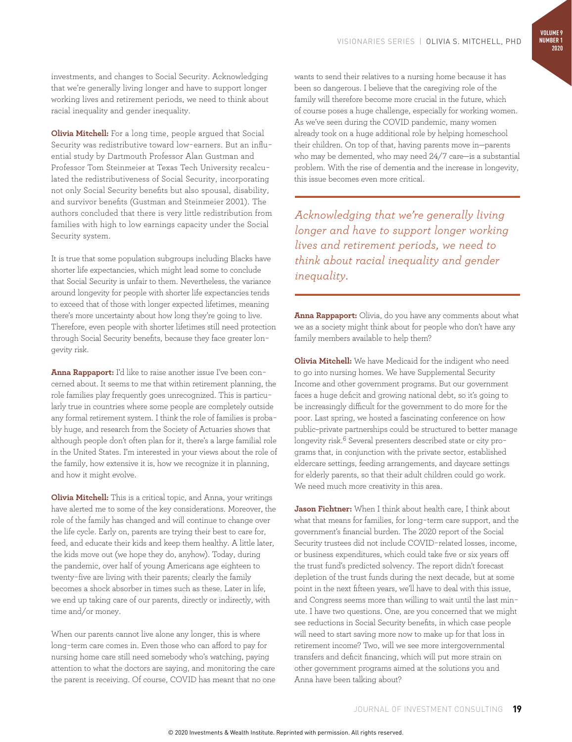investments, and changes to Social Security. Acknowledging that we're generally living longer and have to support longer working lives and retirement periods, we need to think about racial inequality and gender inequality.

**Olivia Mitchell:** For a long time, people argued that Social Security was redistributive toward low-earners. But an influential study by Dartmouth Professor Alan Gustman and Professor Tom Steinmeier at Texas Tech University recalculated the redistributiveness of Social Security, incorporating not only Social Security benefits but also spousal, disability, and survivor benefits (Gustman and Steinmeier 2001). The authors concluded that there is very little redistribution from families with high to low earnings capacity under the Social Security system.

It is true that some population subgroups including Blacks have shorter life expectancies, which might lead some to conclude that Social Security is unfair to them. Nevertheless, the variance around longevity for people with shorter life expectancies tends to exceed that of those with longer expected lifetimes, meaning there's more uncertainty about how long they're going to live. Therefore, even people with shorter lifetimes still need protection through Social Security benefits, because they face greater longevity risk.

**Anna Rappaport:** I'd like to raise another issue I've been concerned about. It seems to me that within retirement planning, the role families play frequently goes unrecognized. This is particularly true in countries where some people are completely outside any formal retirement system. I think the role of families is probably huge, and research from the Society of Actuaries shows that although people don't often plan for it, there's a large familial role in the United States. I'm interested in your views about the role of the family, how extensive it is, how we recognize it in planning, and how it might evolve.

**Olivia Mitchell:** This is a critical topic, and Anna, your writings have alerted me to some of the key considerations. Moreover, the role of the family has changed and will continue to change over the life cycle. Early on, parents are trying their best to care for, feed, and educate their kids and keep them healthy. A little later, the kids move out (we hope they do, anyhow). Today, during the pandemic, over half of young Americans age eighteen to twenty-five are living with their parents; clearly the family becomes a shock absorber in times such as these. Later in life, we end up taking care of our parents, directly or indirectly, with time and/or money.

When our parents cannot live alone any longer, this is where long-term care comes in. Even those who can afford to pay for nursing home care still need somebody who's watching, paying attention to what the doctors are saying, and monitoring the care the parent is receiving. Of course, COVID has meant that no one wants to send their relatives to a nursing home because it has been so dangerous. I believe that the caregiving role of the family will therefore become more crucial in the future, which of course poses a huge challenge, especially for working women. As we've seen during the COVID pandemic, many women already took on a huge additional role by helping homeschool their children. On top of that, having parents move in—parents who may be demented, who may need 24/7 care—is a substantial problem. With the rise of dementia and the increase in longevity, this issue becomes even more critical.

> *Acknowledging that we're generally living longer and have to support longer working lives and retirement periods, we need to think about racial inequality and gender inequality.*

**Anna Rappaport:** Olivia, do you have any comments about what we as a society might think about for people who don't have any family members available to help them?

**Olivia Mitchell:** We have Medicaid for the indigent who need to go into nursing homes. We have Supplemental Security Income and other government programs. But our government faces a huge deficit and growing national debt, so it's going to be increasingly difficult for the government to do more for the poor. Last spring, we hosted a fascinating conference on how public–private partnerships could be structured to better manage longevity risk.[6] Several presenters described state or city programs that, in conjunction with the private sector, established eldercare settings, feeding arrangements, and daycare settings for elderly parents, so that their adult children could go work. We need much more creativity in this area.

**Jason Fichtner:** When I think about health care, I think about what that means for families, for long-term care support, and the government's financial burden. The 2020 report of the Social Security trustees did not include COVID-related losses, income, or business expenditures, which could take five or six years off the trust fund's predicted solvency. The report didn't forecast depletion of the trust funds during the next decade, but at some point in the next fifteen years, we'll have to deal with this issue, and Congress seems more than willing to wait until the last minute. I have two questions. One, are you concerned that we might see reductions in Social Security benefits, in which case people will need to start saving more now to make up for that loss in retirement income? Two, will we see more intergovernmental transfers and deficit financing, which will put more strain on other government programs aimed at the solutions you and Anna have been talking about?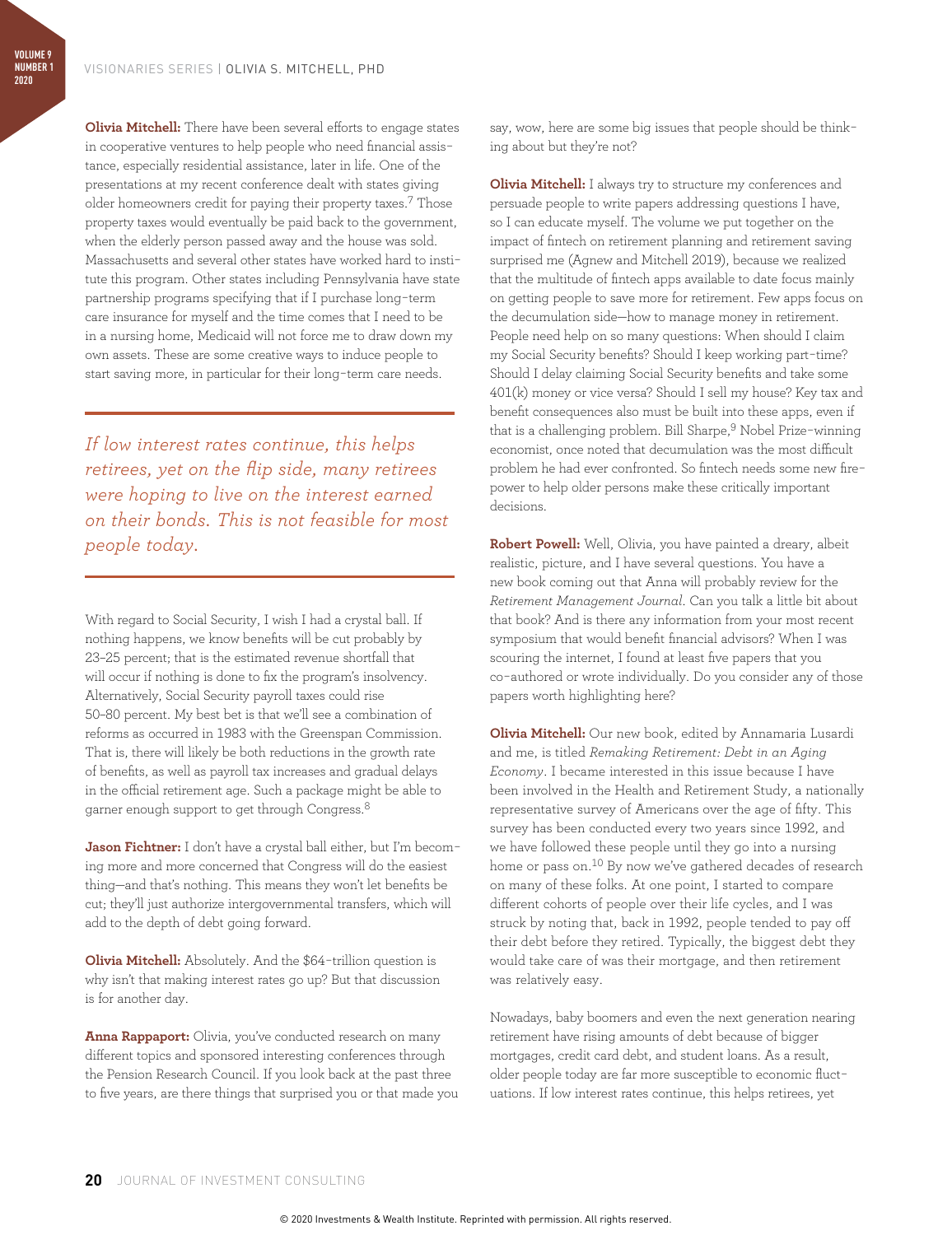**Olivia Mitchell:** There have been several efforts to engage states in cooperative ventures to help people who need financial assistance, especially residential assistance, later in life. One of the presentations at my recent conference dealt with states giving older homeowners credit for paying their property taxes.[7] Those property taxes would eventually be paid back to the government, when the elderly person passed away and the house was sold. Massachusetts and several other states have worked hard to institute this program. Other states including Pennsylvania have state partnership programs specifying that if I purchase long-term care insurance for myself and the time comes that I need to be in a nursing home, Medicaid will not force me to draw down my own assets. These are some creative ways to induce people to start saving more, in particular for their long-term care needs.

> *If low interest rates continue, this helps retirees, yet on the flip side, many retirees were hoping to live on the interest earned on their bonds. This is not feasible for most people today.*

With regard to Social Security, I wish I had a crystal ball. If nothing happens, we know benefits will be cut probably by 23–25 percent; that is the estimated revenue shortfall that will occur if nothing is done to fix the program's insolvency. Alternatively, Social Security payroll taxes could rise 50–80 percent. My best bet is that we'll see a combination of reforms as occurred in 1983 with the Greenspan Commission. That is, there will likely be both reductions in the growth rate of benefits, as well as payroll tax increases and gradual delays in the official retirement age. Such a package might be able to garner enough support to get through Congress.[8]

**Jason Fichtner:** I don't have a crystal ball either, but I'm becoming more and more concerned that Congress will do the easiest thing—and that's nothing. This means they won't let benefits be cut; they'll just authorize intergovernmental transfers, which will add to the depth of debt going forward.

**Olivia Mitchell:** Absolutely. And the $64-trillion question is why isn't that making interest rates go up? But that discussion is for another day.

**Anna Rappaport:** Olivia, you've conducted research on many different topics and sponsored interesting conferences through the Pension Research Council. If you look back at the past three to five years, are there things that surprised you or that made you say, wow, here are some big issues that people should be thinking about but they're not?

**Olivia Mitchell:** I always try to structure my conferences and persuade people to write papers addressing questions I have, so I can educate myself. The volume we put together on the impact of fintech on retirement planning and retirement saving surprised me (Agnew and Mitchell 2019), because we realized that the multitude of fintech apps available to date focus mainly on getting people to save more for retirement. Few apps focus on the decumulation side—how to manage money in retirement. People need help on so many questions: When should I claim my Social Security benefits? Should I keep working part-time? Should I delay claiming Social Security benefits and take some 401(k) money or vice versa? Should I sell my house? Key tax and benefit consequences also must be built into these apps, even if that is a challenging problem. Bill Sharpe,[9] Nobel Prize-winning economist, once noted that decumulation was the most difficult problem he had ever confronted. So fintech needs some new firepower to help older persons make these critically important decisions.

**Robert Powell:** Well, Olivia, you have painted a dreary, albeit realistic, picture, and I have several questions. You have a new book coming out that Anna will probably review for the *Retirement Management Journal*. Can you talk a little bit about that book? And is there any information from your most recent symposium that would benefit financial advisors? When I was scouring the internet, I found at least five papers that you co-authored or wrote individually. Do you consider any of those papers worth highlighting here?

**Olivia Mitchell:** Our new book, edited by Annamaria Lusardi and me, is titled *Remaking Retirement: Debt in an Aging Economy*. I became interested in this issue because I have been involved in the Health and Retirement Study, a nationally representative survey of Americans over the age of fifty. This survey has been conducted every two years since 1992, and we have followed these people until they go into a nursing home or pass on.[10] By now we've gathered decades of research on many of these folks. At one point, I started to compare different cohorts of people over their life cycles, and I was struck by noting that, back in 1992, people tended to pay off their debt before they retired. Typically, the biggest debt they would take care of was their mortgage, and then retirement was relatively easy.

Nowadays, baby boomers and even the next generation nearing retirement have rising amounts of debt because of bigger mortgages, credit card debt, and student loans. As a result, older people today are far more susceptible to economic fluctuations. If low interest rates continue, this helps retirees, yet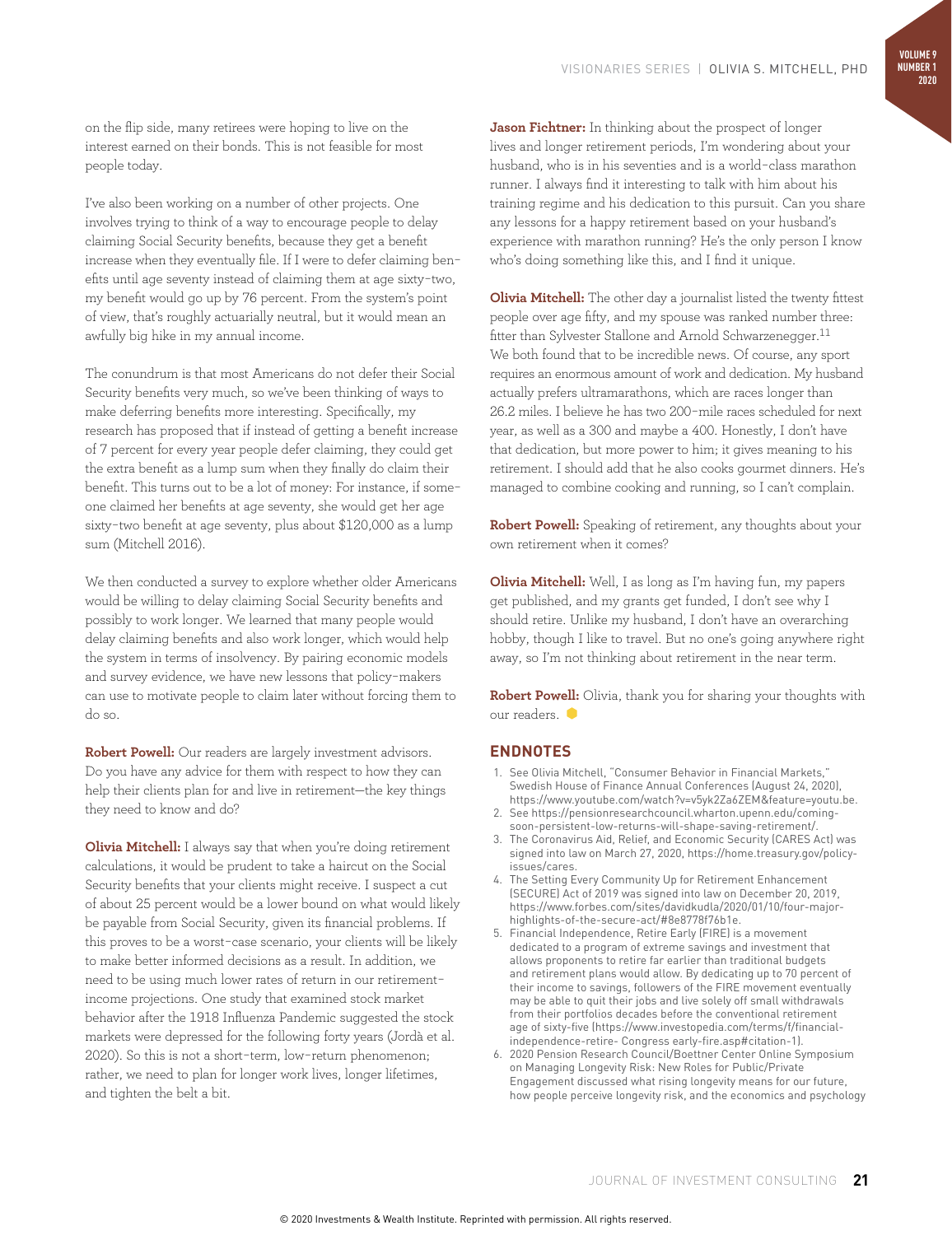on the flip side, many retirees were hoping to live on the interest earned on their bonds. This is not feasible for most people today.

I've also been working on a number of other projects. One involves trying to think of a way to encourage people to delay claiming Social Security benefits, because they get a benefit increase when they eventually file. If I were to defer claiming benefits until age seventy instead of claiming them at age sixty-two, my benefit would go up by 76 percent. From the system's point of view, that's roughly actuarially neutral, but it would mean an awfully big hike in my annual income.

The conundrum is that most Americans do not defer their Social Security benefits very much, so we've been thinking of ways to make deferring benefits more interesting. Specifically, my research has proposed that if instead of getting a benefit increase of 7 percent for every year people defer claiming, they could get the extra benefit as a lump sum when they finally do claim their benefit. This turns out to be a lot of money: For instance, if someone claimed her benefits at age seventy, she would get her age sixty-two benefit at age seventy, plus about $120,000 as a lump sum (Mitchell 2016).

We then conducted a survey to explore whether older Americans would be willing to delay claiming Social Security benefits and possibly to work longer. We learned that many people would delay claiming benefits and also work longer, which would help the system in terms of insolvency. By pairing economic models and survey evidence, we have new lessons that policy-makers can use to motivate people to claim later without forcing them to do so.

**Robert Powell:** Our readers are largely investment advisors. Do you have any advice for them with respect to how they can help their clients plan for and live in retirement—the key things they need to know and do?

**Olivia Mitchell:** I always say that when you're doing retirement calculations, it would be prudent to take a haircut on the Social Security benefits that your clients might receive. I suspect a cut of about 25 percent would be a lower bound on what would likely be payable from Social Security, given its financial problems. If this proves to be a worst-case scenario, your clients will be likely to make better informed decisions as a result. In addition, we need to be using much lower rates of return in our retirement-income projections. One study that examined stock market behavior after the 1918 Influenza Pandemic suggested the stock markets were depressed for the following forty years (Jordà et al. 2020). So this is not a short-term, low-return phenomenon; rather, we need to plan for longer work lives, longer lifetimes, and tighten the belt a bit.

**Jason Fichtner:** In thinking about the prospect of longer lives and longer retirement periods, I'm wondering about your husband, who is in his seventies and is a world-class marathon runner. I always find it interesting to talk with him about his training regime and his dedication to this pursuit. Can you share any lessons for a happy retirement based on your husband's experience with marathon running? He's the only person I know who's doing something like this, and I find it unique.

**Olivia Mitchell:** The other day a journalist listed the twenty fittest people over age fifty, and my spouse was ranked number three: fitter than Sylvester Stallone and Arnold Schwarzenegger.[11] We both found that to be incredible news. Of course, any sport requires an enormous amount of work and dedication. My husband actually prefers ultramarathons, which are races longer than 26.2 miles. I believe he has two 200-mile races scheduled for next year, as well as a 300 and maybe a 400. Honestly, I don't have that dedication, but more power to him; it gives meaning to his retirement. I should add that he also cooks gourmet dinners. He's managed to combine cooking and running, so I can't complain.

**Robert Powell:** Speaking of retirement, any thoughts about your own retirement when it comes?

**Olivia Mitchell:** Well, I as long as I'm having fun, my papers get published, and my grants get funded, I don't see why I should retire. Unlike my husband, I don't have an overarching hobby, though I like to travel. But no one's going anywhere right away, so I'm not thinking about retirement in the near term.

**Robert Powell:** Olivia, thank you for sharing your thoughts with our readers.

## ENDNOTES

1. See Olivia Mitchell, "Consumer Behavior in Financial Markets," Swedish House of Finance Annual Conferences (August 24, 2020), https://www.youtube.com/watch?v=v5yk2Za6ZEM&feature=youtu.be.
2. See https://pensionresearchcouncil.wharton.upenn.edu/coming-soon-persistent-low-returns-will-shape-saving-retirement/.
3. The Coronavirus Aid, Relief, and Economic Security (CARES Act) was signed into law on March 27, 2020, https://home.treasury.gov/policy-issues/cares.
4. The Setting Every Community Up for Retirement Enhancement (SECURE) Act of 2019 was signed into law on December 20, 2019, https://www.forbes.com/sites/davidkudla/2020/01/10/four-major-highlights-of-the-secure-act/#8e8778f76b1e.
5. Financial Independence, Retire Early (FIRE) is a movement dedicated to a program of extreme savings and investment that allows proponents to retire far earlier than traditional budgets and retirement plans would allow. By dedicating up to 70 percent of their income to savings, followers of the FIRE movement eventually may be able to quit their jobs and live solely off small withdrawals from their portfolios decades before the conventional retirement age of sixty-five (https://www.investopedia.com/terms/f/financial-independence-retire- Congress early-fire.asp#citation-1).
6. 2020 Pension Research Council/Boettner Center Online Symposium on Managing Longevity Risk: New Roles for Public/Private Engagement discussed what rising longevity means for our future, how people perceive longevity risk, and the economics and psychology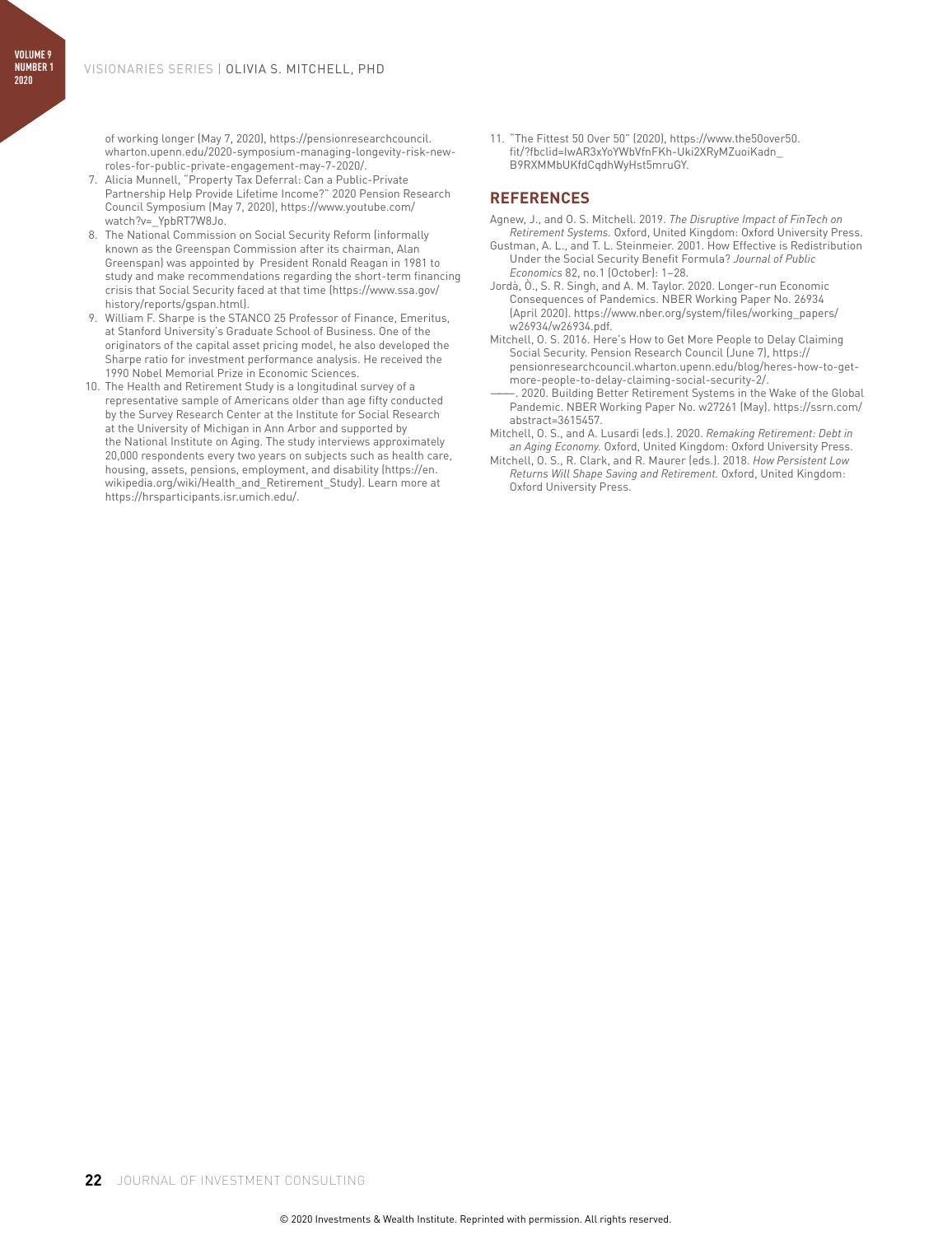of working longer (May 7, 2020), https://pensionresearchcouncil.wharton.upenn.edu/2020-symposium-managing-longevity-risk-new-roles-for-public-private-engagement-may-7-2020/.

7. Alicia Munnell, "Property Tax Deferral: Can a Public-Private Partnership Help Provide Lifetime Income?" 2020 Pension Research Council Symposium (May 7, 2020), https://www.youtube.com/watch?v=_YpbRT7W8Jo.
8. The National Commission on Social Security Reform (informally known as the Greenspan Commission after its chairman, Alan Greenspan) was appointed by President Ronald Reagan in 1981 to study and make recommendations regarding the short-term financing crisis that Social Security faced at that time (https://www.ssa.gov/history/reports/gspan.html).
9. William F. Sharpe is the STANCO 25 Professor of Finance, Emeritus, at Stanford University's Graduate School of Business. One of the originators of the capital asset pricing model, he also developed the Sharpe ratio for investment performance analysis. He received the 1990 Nobel Memorial Prize in Economic Sciences.
10. The Health and Retirement Study is a longitudinal survey of a representative sample of Americans older than age fifty conducted by the Survey Research Center at the Institute for Social Research at the University of Michigan in Ann Arbor and supported by the National Institute on Aging. The study interviews approximately 20,000 respondents every two years on subjects such as health care, housing, assets, pensions, employment, and disability (https://en.wikipedia.org/wiki/Health_and_Retirement_Study). Learn more at https://hrsparticipants.isr.umich.edu/.
11. "The Fittest 50 Over 50" (2020), https://www.the50over50.fit/?fbclid=IwAR3xYoYWbVfnFKh-Uki2XRyMZuoiKadn_B9RXMMbUKfdCqdhWyHst5mruGY.

## REFERENCES

Agnew, J., and O. S. Mitchell. 2019. *The Disruptive Impact of FinTech on Retirement Systems.* Oxford, United Kingdom: Oxford University Press.

Gustman, A. L., and T. L. Steinmeier. 2001. How Effective is Redistribution Under the Social Security Benefit Formula? *Journal of Public Economics* 82, no.1 (October): 1–28.

Jordà, Ò., S. R. Singh, and A. M. Taylor. 2020. Longer-run Economic Consequences of Pandemics. NBER Working Paper No. 26934 (April 2020). https://www.nber.org/system/files/working_papers/w26934/w26934.pdf.

Mitchell, O. S. 2016. Here's How to Get More People to Delay Claiming Social Security. Pension Research Council (June 7), https://pensionresearchcouncil.wharton.upenn.edu/blog/heres-how-to-get-more-people-to-delay-claiming-social-security-2/.

———. 2020. Building Better Retirement Systems in the Wake of the Global Pandemic. NBER Working Paper No. w27261 (May). https://ssrn.com/abstract=3615457.

Mitchell, O. S., and A. Lusardi (eds.). 2020. *Remaking Retirement: Debt in an Aging Economy.* Oxford, United Kingdom: Oxford University Press.

Mitchell, O. S., R. Clark, and R. Maurer (eds.). 2018. *How Persistent Low Returns Will Shape Saving and Retirement.* Oxford, United Kingdom: Oxford University Press.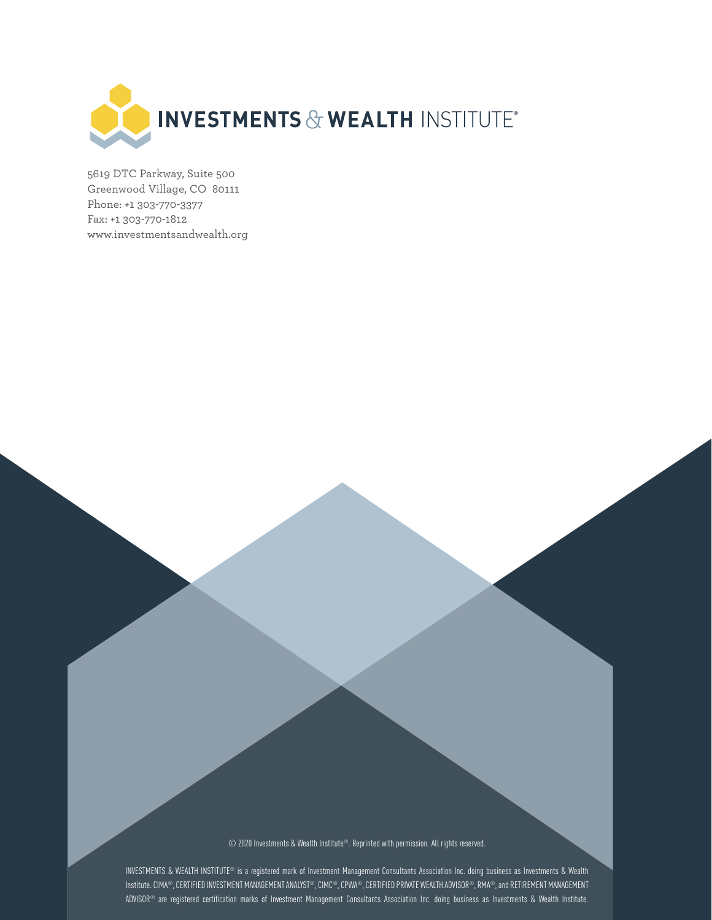**INVESTMENTS & WEALTH INSTITUTE®**

5619 DTC Parkway, Suite 500
Greenwood Village, CO 80111
Phone: +1 303-770-3377
Fax: +1 303-770-1812
www.investmentsandwealth.org

© 2020 Investments & Wealth Institute®. Reprinted with permission. All rights reserved.

INVESTMENTS & WEALTH INSTITUTE® is a registered mark of Investment Management Consultants Association Inc. doing business as Investments & Wealth Institute. CIMA®, CERTIFIED INVESTMENT MANAGEMENT ANALYST®, CIMC®, CPWA®, CERTIFIED PRIVATE WEALTH ADVISOR®, RMA®, and RETIREMENT MANAGEMENT ADVISOR® are registered certification marks of Investment Management Consultants Association Inc. doing business as Investments & Wealth Institute.